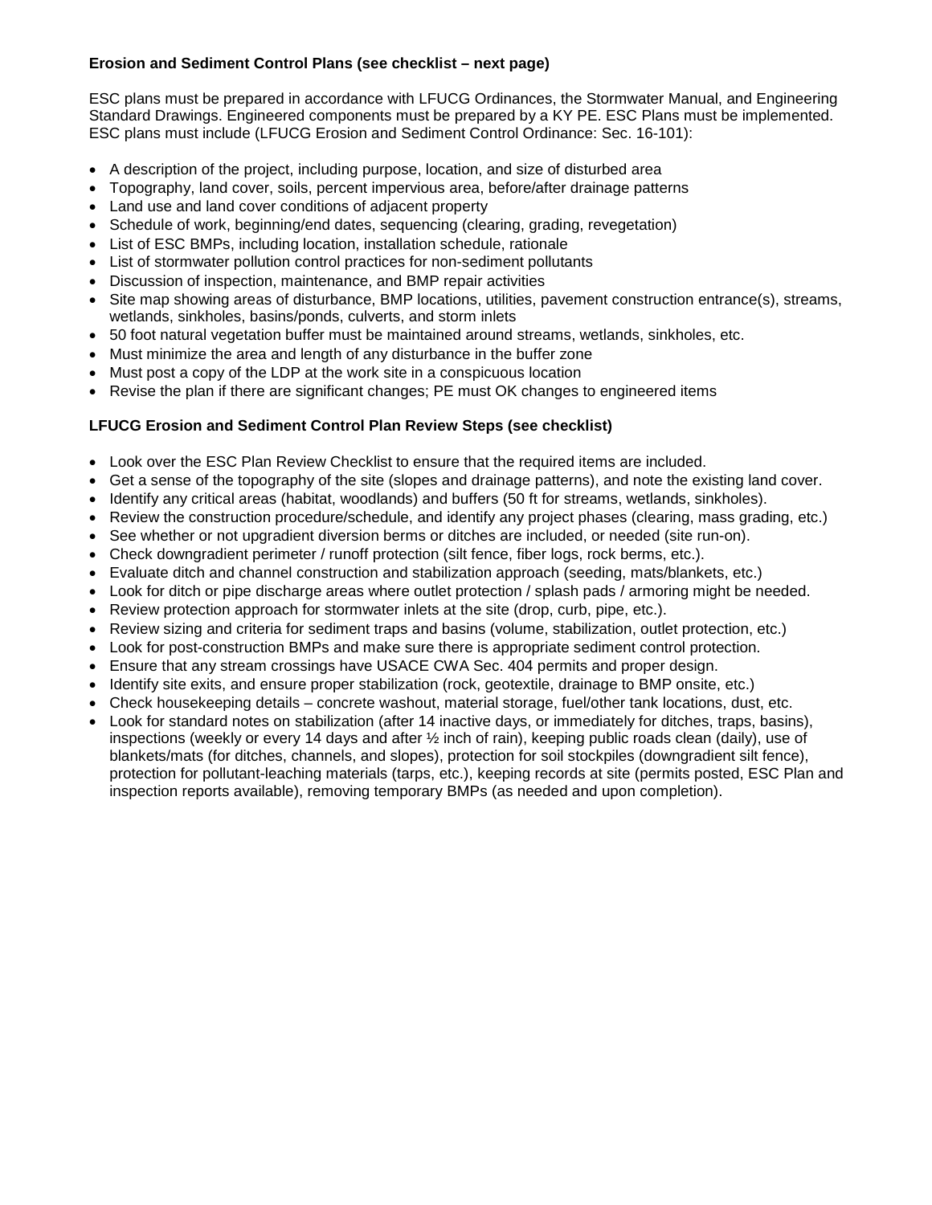**Erosion and Sediment Control Plans (see checklist – next page)**

ESC plans must be prepared in accordance with LFUCG Ordinances, the Stormwater Manual, and Engineering Standard Drawings. Engineered components must be prepared by a KY PE. ESC Plans must be implemented. ESC plans must include (LFUCG Erosion and Sediment Control Ordinance: Sec. 16-101):

- A description of the project, including purpose, location, and size of disturbed area
- Topography, land cover, soils, percent impervious area, before/after drainage patterns
- Land use and land cover conditions of adjacent property
- Schedule of work, beginning/end dates, sequencing (clearing, grading, revegetation)
- List of ESC BMPs, including location, installation schedule, rationale
- List of stormwater pollution control practices for non-sediment pollutants
- Discussion of inspection, maintenance, and BMP repair activities
- Site map showing areas of disturbance, BMP locations, utilities, pavement construction entrance(s), streams, wetlands, sinkholes, basins/ponds, culverts, and storm inlets
- 50 foot natural vegetation buffer must be maintained around streams, wetlands, sinkholes, etc.
- Must minimize the area and length of any disturbance in the buffer zone
- Must post a copy of the LDP at the work site in a conspicuous location
- Revise the plan if there are significant changes; PE must OK changes to engineered items

**LFUCG Erosion and Sediment Control Plan Review Steps (see checklist)**

- Look over the ESC Plan Review Checklist to ensure that the required items are included.
- Get a sense of the topography of the site (slopes and drainage patterns), and note the existing land cover.
- Identify any critical areas (habitat, woodlands) and buffers (50 ft for streams, wetlands, sinkholes).
- Review the construction procedure/schedule, and identify any project phases (clearing, mass grading, etc.)
- See whether or not upgradient diversion berms or ditches are included, or needed (site run-on).
- Check downgradient perimeter / runoff protection (silt fence, fiber logs, rock berms, etc.).
- Evaluate ditch and channel construction and stabilization approach (seeding, mats/blankets, etc.)
- Look for ditch or pipe discharge areas where outlet protection / splash pads / armoring might be needed.
- Review protection approach for stormwater inlets at the site (drop, curb, pipe, etc.).
- Review sizing and criteria for sediment traps and basins (volume, stabilization, outlet protection, etc.)
- Look for post-construction BMPs and make sure there is appropriate sediment control protection.
- Ensure that any stream crossings have USACE CWA Sec. 404 permits and proper design.
- Identify site exits, and ensure proper stabilization (rock, geotextile, drainage to BMP onsite, etc.)
- Check housekeeping details – concrete washout, material storage, fuel/other tank locations, dust, etc.
- Look for standard notes on stabilization (after 14 inactive days, or immediately for ditches, traps, basins), inspections (weekly or every 14 days and after ½ inch of rain), keeping public roads clean (daily), use of blankets/mats (for ditches, channels, and slopes), protection for soil stockpiles (downgradient silt fence), protection for pollutant-leaching materials (tarps, etc.), keeping records at site (permits posted, ESC Plan and inspection reports available), removing temporary BMPs (as needed and upon completion).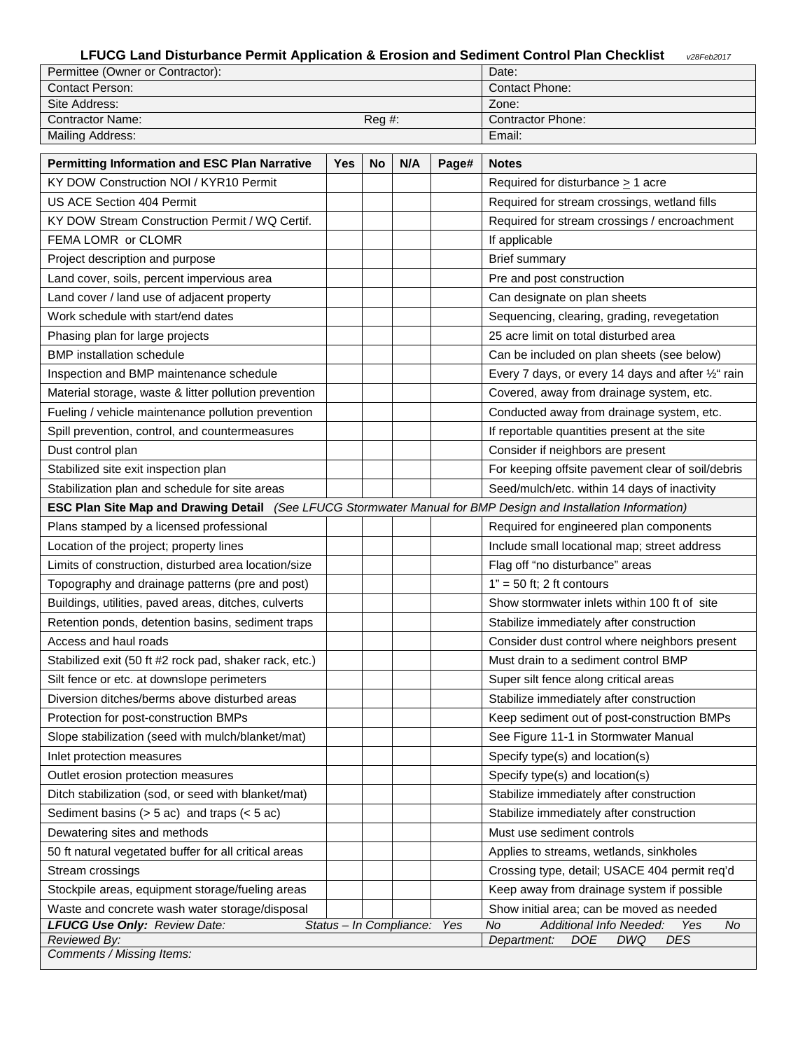**LFUCG Land Disturbance Permit Application & Erosion and Sediment Control Plan Checklist** *v28Feb2017*

| | |
|---|---|
| Permittee (Owner or Contractor): | Date: |
| Contact Person: | Contact Phone: |
| Site Address: | Zone: |
| Contractor Name: Reg #: | Contractor Phone: |
| Mailing Address: | Email: |

| Permitting Information and ESC Plan Narrative | Yes | No | N/A | Page# | Notes |
|---|---|---|---|---|---|
| KY DOW Construction NOI / KYR10 Permit | | | | | Required for disturbance $\geq$ 1 acre |
| US ACE Section 404 Permit | | | | | Required for stream crossings, wetland fills |
| KY DOW Stream Construction Permit / WQ Certif. | | | | | Required for stream crossings / encroachment |
| FEMA LOMR or CLOMR | | | | | If applicable |
| Project description and purpose | | | | | Brief summary |
| Land cover, soils, percent impervious area | | | | | Pre and post construction |
| Land cover / land use of adjacent property | | | | | Can designate on plan sheets |
| Work schedule with start/end dates | | | | | Sequencing, clearing, grading, revegetation |
| Phasing plan for large projects | | | | | 25 acre limit on total disturbed area |
| BMP installation schedule | | | | | Can be included on plan sheets (see below) |
| Inspection and BMP maintenance schedule | | | | | Every 7 days, or every 14 days and after ½" rain |
| Material storage, waste & litter pollution prevention | | | | | Covered, away from drainage system, etc. |
| Fueling / vehicle maintenance pollution prevention | | | | | Conducted away from drainage system, etc. |
| Spill prevention, control, and countermeasures | | | | | If reportable quantities present at the site |
| Dust control plan | | | | | Consider if neighbors are present |
| Stabilized site exit inspection plan | | | | | For keeping offsite pavement clear of soil/debris |
| Stabilization plan and schedule for site areas | | | | | Seed/mulch/etc. within 14 days of inactivity |
| **ESC Plan Site Map and Drawing Detail** *(See LFUCG Stormwater Manual for BMP Design and Installation Information)* | | | | | |
| Plans stamped by a licensed professional | | | | | Required for engineered plan components |
| Location of the project; property lines | | | | | Include small locational map; street address |
| Limits of construction, disturbed area location/size | | | | | Flag off "no disturbance" areas |
| Topography and drainage patterns (pre and post) | | | | | 1" = 50 ft; 2 ft contours |
| Buildings, utilities, paved areas, ditches, culverts | | | | | Show stormwater inlets within 100 ft of site |
| Retention ponds, detention basins, sediment traps | | | | | Stabilize immediately after construction |
| Access and haul roads | | | | | Consider dust control where neighbors present |
| Stabilized exit (50 ft #2 rock pad, shaker rack, etc.) | | | | | Must drain to a sediment control BMP |
| Silt fence or etc. at downslope perimeters | | | | | Super silt fence along critical areas |
| Diversion ditches/berms above disturbed areas | | | | | Stabilize immediately after construction |
| Protection for post-construction BMPs | | | | | Keep sediment out of post-construction BMPs |
| Slope stabilization (seed with mulch/blanket/mat) | | | | | See Figure 11-1 in Stormwater Manual |
| Inlet protection measures | | | | | Specify type(s) and location(s) |
| Outlet erosion protection measures | | | | | Specify type(s) and location(s) |
| Ditch stabilization (sod, or seed with blanket/mat) | | | | | Stabilize immediately after construction |
| Sediment basins (> 5 ac) and traps (< 5 ac) | | | | | Stabilize immediately after construction |
| Dewatering sites and methods | | | | | Must use sediment controls |
| 50 ft natural vegetated buffer for all critical areas | | | | | Applies to streams, wetlands, sinkholes |
| Stream crossings | | | | | Crossing type, detail; USACE 404 permit req'd |
| Stockpile areas, equipment storage/fueling areas | | | | | Keep away from drainage system if possible |
| Waste and concrete wash water storage/disposal | | | | | Show initial area; can be moved as needed |

| | |
|---|---|
| ***LFUCG Use Only:*** *Review Date: Status – In Compliance: Yes* | *No Additional Info Needed: Yes No* |
| *Reviewed By:* | *Department: DOE DWQ DES* |
| *Comments / Missing Items:* | |